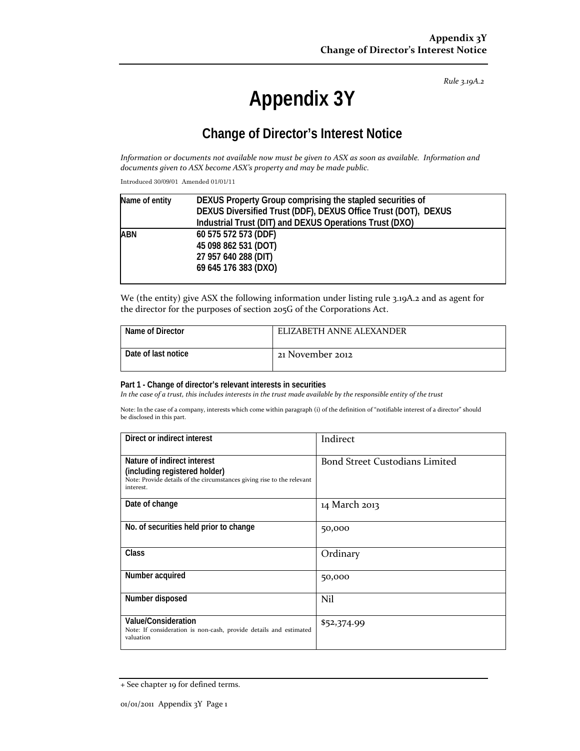*Rule 3.19A.2*

# Appendix 3Y

## Change of Director's Interest Notice

*Information or documents not available now must be given to ASX as soon as available. Information and documents given to ASX become ASX's property and may be made public.*

Introduced 30/09/01 Amended 01/01/11

| Name of entity | DEXUS Property Group comprising the stapled securities of DEXUS Diversified Trust (DDF), DEXUS Office Trust (DOT), DEXUS Industrial Trust (DIT) and DEXUS Operations Trust (DXO) |
|---|---|
| ABN | 60 575 572 573 (DDF)<br>45 098 862 531 (DOT)<br>27 957 640 288 (DIT)<br>69 645 176 383 (DXO) |

We (the entity) give ASX the following information under listing rule 3.19A.2 and as agent for the director for the purposes of section 205G of the Corporations Act.

| Name of Director | ELIZABETH ANNE ALEXANDER |
|---|---|
| Date of last notice | 21 November 2012 |

**Part 1 - Change of director's relevant interests in securities**

*In the case of a trust, this includes interests in the trust made available by the responsible entity of the trust*

Note: In the case of a company, interests which come within paragraph (i) of the definition of "notifiable interest of a director" should be disclosed in this part.

| Direct or indirect interest | Indirect |
|---|---|
| **Nature of indirect interest (including registered holder)**<br>Note: Provide details of the circumstances giving rise to the relevant interest. | Bond Street Custodians Limited |
| **Date of change** | 14 March 2013 |
| **No. of securities held prior to change** | 50,000 |
| **Class** | Ordinary |
| **Number acquired** | 50,000 |
| **Number disposed** | Nil |
| **Value/Consideration**<br>Note: If consideration is non-cash, provide details and estimated valuation | $52,374.99 |

+ See chapter 19 for defined terms.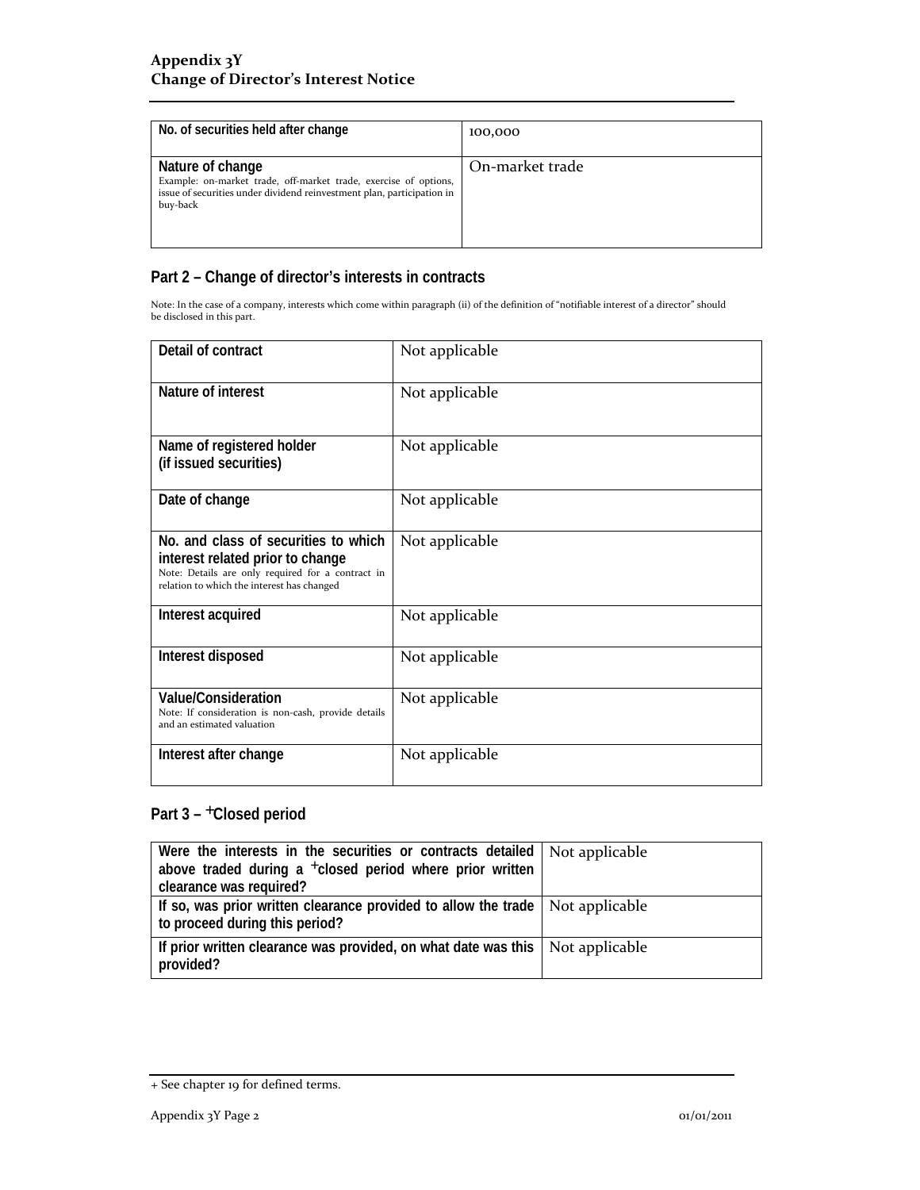| | |
|---|---|
| No. of securities held after change | 100,000 |
| Nature of change<br>Example: on-market trade, off-market trade, exercise of options, issue of securities under dividend reinvestment plan, participation in buy-back | On-market trade |

## Part 2 – Change of director's interests in contracts

Note: In the case of a company, interests which come within paragraph (ii) of the definition of "notifiable interest of a director" should be disclosed in this part.

| | |
|---|---|
| Detail of contract | Not applicable |
| Nature of interest | Not applicable |
| Name of registered holder<br>(if issued securities) | Not applicable |
| Date of change | Not applicable |
| No. and class of securities to which interest related prior to change<br>Note: Details are only required for a contract in relation to which the interest has changed | Not applicable |
| Interest acquired | Not applicable |
| Interest disposed | Not applicable |
| Value/Consideration<br>Note: If consideration is non-cash, provide details and an estimated valuation | Not applicable |
| Interest after change | Not applicable |

## Part 3 – +Closed period

| | |
|---|---|
| Were the interests in the securities or contracts detailed above traded during a +closed period where prior written clearance was required? | Not applicable |
| If so, was prior written clearance provided to allow the trade to proceed during this period? | Not applicable |
| If prior written clearance was provided, on what date was this provided? | Not applicable |

+ See chapter 19 for defined terms.